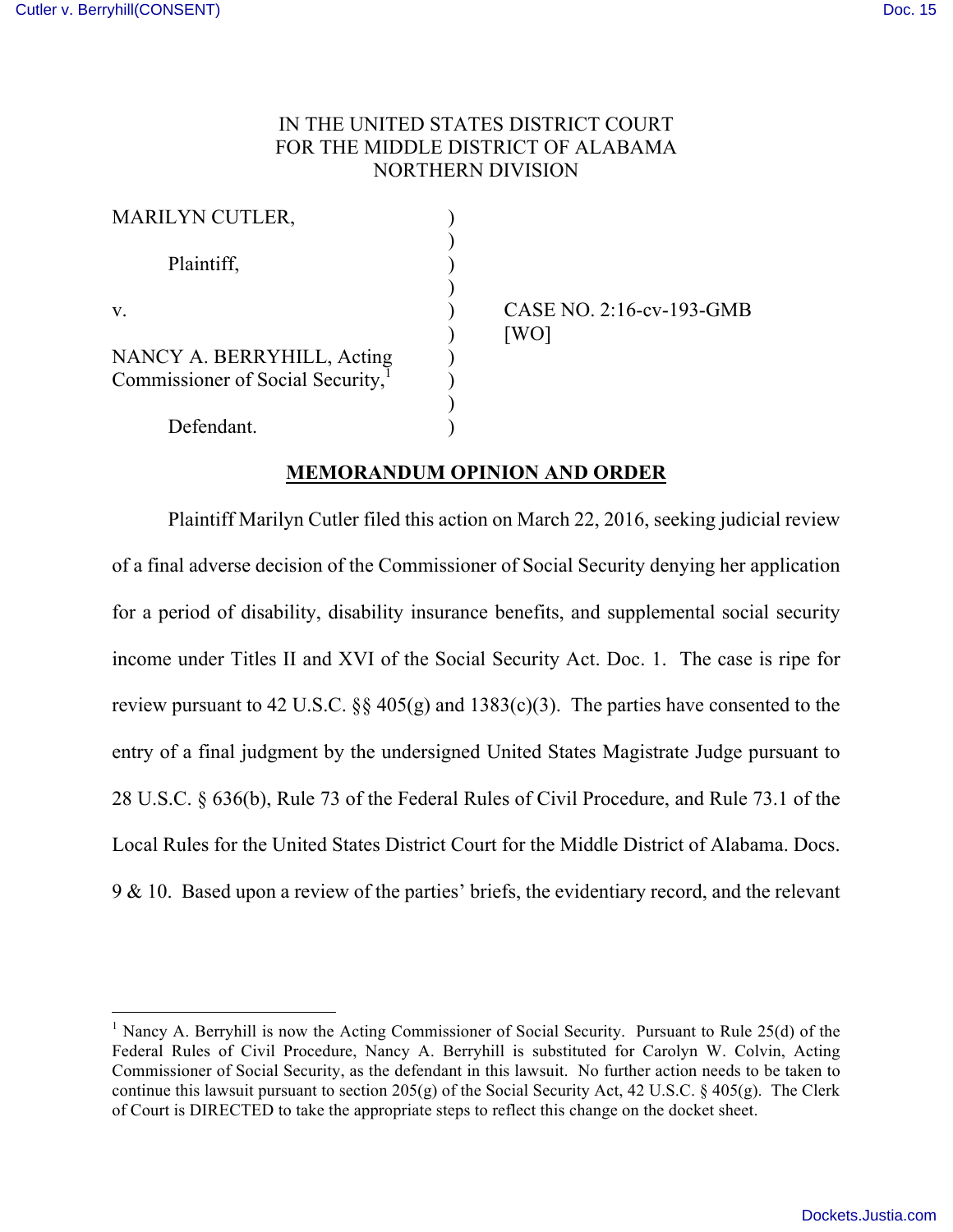IN THE UNITED STATES DISTRICT COURT
FOR THE MIDDLE DISTRICT OF ALABAMA
NORTHERN DIVISION

| | | |
|---|---|---|
| MARILYN CUTLER, | ) | |
| | ) | |
| Plaintiff, | ) | |
| | ) | |
| v. | ) | CASE NO. 2:16-cv-193-GMB |
| | ) | [WO] |
| NANCY A. BERRYHILL, Acting Commissioner of Social Security,[1] | ) | |
| | ) | |
| Defendant. | ) | |

**MEMORANDUM OPINION AND ORDER**

Plaintiff Marilyn Cutler filed this action on March 22, 2016, seeking judicial review of a final adverse decision of the Commissioner of Social Security denying her application for a period of disability, disability insurance benefits, and supplemental social security income under Titles II and XVI of the Social Security Act. Doc. 1. The case is ripe for review pursuant to 42 U.S.C. §§ 405(g) and 1383(c)(3). The parties have consented to the entry of a final judgment by the undersigned United States Magistrate Judge pursuant to 28 U.S.C. § 636(b), Rule 73 of the Federal Rules of Civil Procedure, and Rule 73.1 of the Local Rules for the United States District Court for the Middle District of Alabama. Docs. 9 & 10. Based upon a review of the parties' briefs, the evidentiary record, and the relevant

[1] Nancy A. Berryhill is now the Acting Commissioner of Social Security. Pursuant to Rule 25(d) of the Federal Rules of Civil Procedure, Nancy A. Berryhill is substituted for Carolyn W. Colvin, Acting Commissioner of Social Security, as the defendant in this lawsuit. No further action needs to be taken to continue this lawsuit pursuant to section 205(g) of the Social Security Act, 42 U.S.C. § 405(g). The Clerk of Court is DIRECTED to take the appropriate steps to reflect this change on the docket sheet.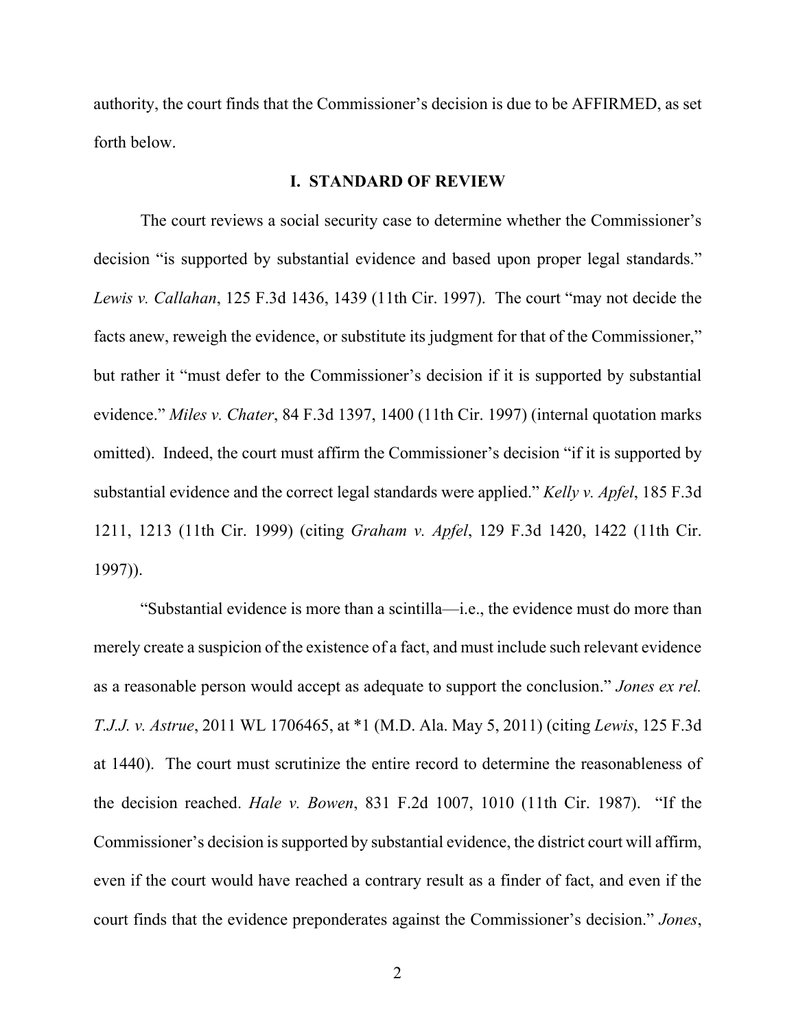authority, the court finds that the Commissioner's decision is due to be AFFIRMED, as set forth below.

## I. STANDARD OF REVIEW

The court reviews a social security case to determine whether the Commissioner's decision "is supported by substantial evidence and based upon proper legal standards." *Lewis v. Callahan*, 125 F.3d 1436, 1439 (11th Cir. 1997). The court "may not decide the facts anew, reweigh the evidence, or substitute its judgment for that of the Commissioner," but rather it "must defer to the Commissioner's decision if it is supported by substantial evidence." *Miles v. Chater*, 84 F.3d 1397, 1400 (11th Cir. 1997) (internal quotation marks omitted). Indeed, the court must affirm the Commissioner's decision "if it is supported by substantial evidence and the correct legal standards were applied." *Kelly v. Apfel*, 185 F.3d 1211, 1213 (11th Cir. 1999) (citing *Graham v. Apfel*, 129 F.3d 1420, 1422 (11th Cir. 1997)).

"Substantial evidence is more than a scintilla—i.e., the evidence must do more than merely create a suspicion of the existence of a fact, and must include such relevant evidence as a reasonable person would accept as adequate to support the conclusion." *Jones ex rel. T.J.J. v. Astrue*, 2011 WL 1706465, at *1 (M.D. Ala. May 5, 2011) (citing *Lewis*, 125 F.3d at 1440). The court must scrutinize the entire record to determine the reasonableness of the decision reached. *Hale v. Bowen*, 831 F.2d 1007, 1010 (11th Cir. 1987). "If the Commissioner's decision is supported by substantial evidence, the district court will affirm, even if the court would have reached a contrary result as a finder of fact, and even if the court finds that the evidence preponderates against the Commissioner's decision." *Jones*,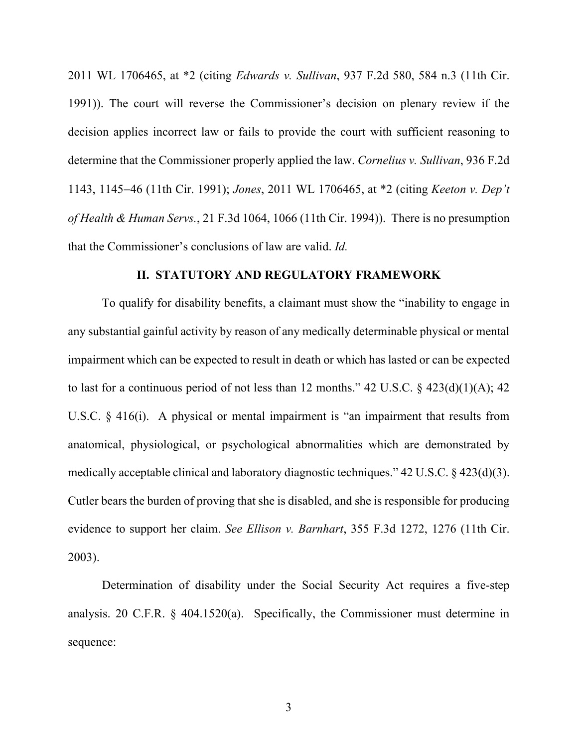2011 WL 1706465, at *2 (citing *Edwards v. Sullivan*, 937 F.2d 580, 584 n.3 (11th Cir. 1991)). The court will reverse the Commissioner's decision on plenary review if the decision applies incorrect law or fails to provide the court with sufficient reasoning to determine that the Commissioner properly applied the law. *Cornelius v. Sullivan*, 936 F.2d 1143, 1145–46 (11th Cir. 1991); *Jones*, 2011 WL 1706465, at *2 (citing *Keeton v. Dep't of Health & Human Servs.*, 21 F.3d 1064, 1066 (11th Cir. 1994)). There is no presumption that the Commissioner's conclusions of law are valid. *Id.*

## II. STATUTORY AND REGULATORY FRAMEWORK

To qualify for disability benefits, a claimant must show the "inability to engage in any substantial gainful activity by reason of any medically determinable physical or mental impairment which can be expected to result in death or which has lasted or can be expected to last for a continuous period of not less than 12 months." 42 U.S.C. § 423(d)(1)(A); 42 U.S.C. § 416(i). A physical or mental impairment is "an impairment that results from anatomical, physiological, or psychological abnormalities which are demonstrated by medically acceptable clinical and laboratory diagnostic techniques." 42 U.S.C. § 423(d)(3). Cutler bears the burden of proving that she is disabled, and she is responsible for producing evidence to support her claim. *See Ellison v. Barnhart*, 355 F.3d 1272, 1276 (11th Cir. 2003).

Determination of disability under the Social Security Act requires a five-step analysis. 20 C.F.R. § 404.1520(a). Specifically, the Commissioner must determine in sequence: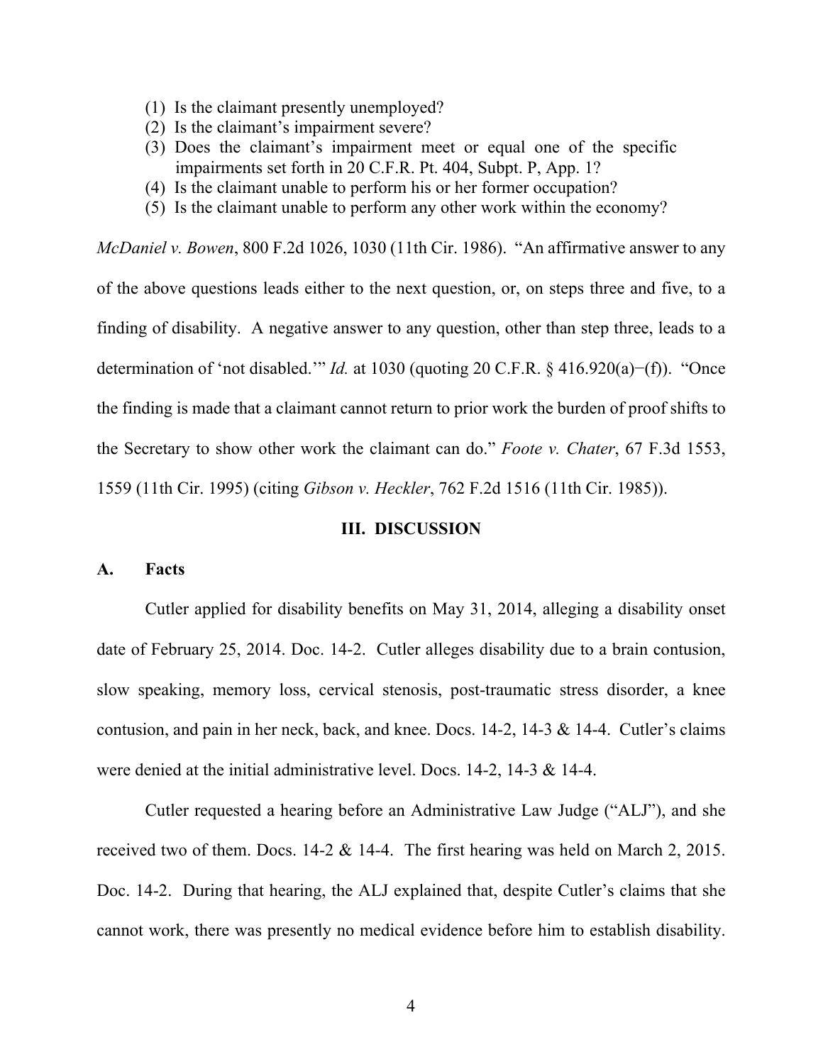(1) Is the claimant presently unemployed?
(2) Is the claimant's impairment severe?
(3) Does the claimant's impairment meet or equal one of the specific impairments set forth in 20 C.F.R. Pt. 404, Subpt. P, App. 1?
(4) Is the claimant unable to perform his or her former occupation?
(5) Is the claimant unable to perform any other work within the economy?

*McDaniel v. Bowen*, 800 F.2d 1026, 1030 (11th Cir. 1986). "An affirmative answer to any of the above questions leads either to the next question, or, on steps three and five, to a finding of disability. A negative answer to any question, other than step three, leads to a determination of 'not disabled.'" *Id.* at 1030 (quoting 20 C.F.R. § 416.920(a)−(f)). "Once the finding is made that a claimant cannot return to prior work the burden of proof shifts to the Secretary to show other work the claimant can do." *Foote v. Chater*, 67 F.3d 1553, 1559 (11th Cir. 1995) (citing *Gibson v. Heckler*, 762 F.2d 1516 (11th Cir. 1985)).

## III. DISCUSSION

### A. Facts

Cutler applied for disability benefits on May 31, 2014, alleging a disability onset date of February 25, 2014. Doc. 14-2. Cutler alleges disability due to a brain contusion, slow speaking, memory loss, cervical stenosis, post-traumatic stress disorder, a knee contusion, and pain in her neck, back, and knee. Docs. 14-2, 14-3 & 14-4. Cutler's claims were denied at the initial administrative level. Docs. 14-2, 14-3 & 14-4.

Cutler requested a hearing before an Administrative Law Judge ("ALJ"), and she received two of them. Docs. 14-2 & 14-4. The first hearing was held on March 2, 2015. Doc. 14-2. During that hearing, the ALJ explained that, despite Cutler's claims that she cannot work, there was presently no medical evidence before him to establish disability.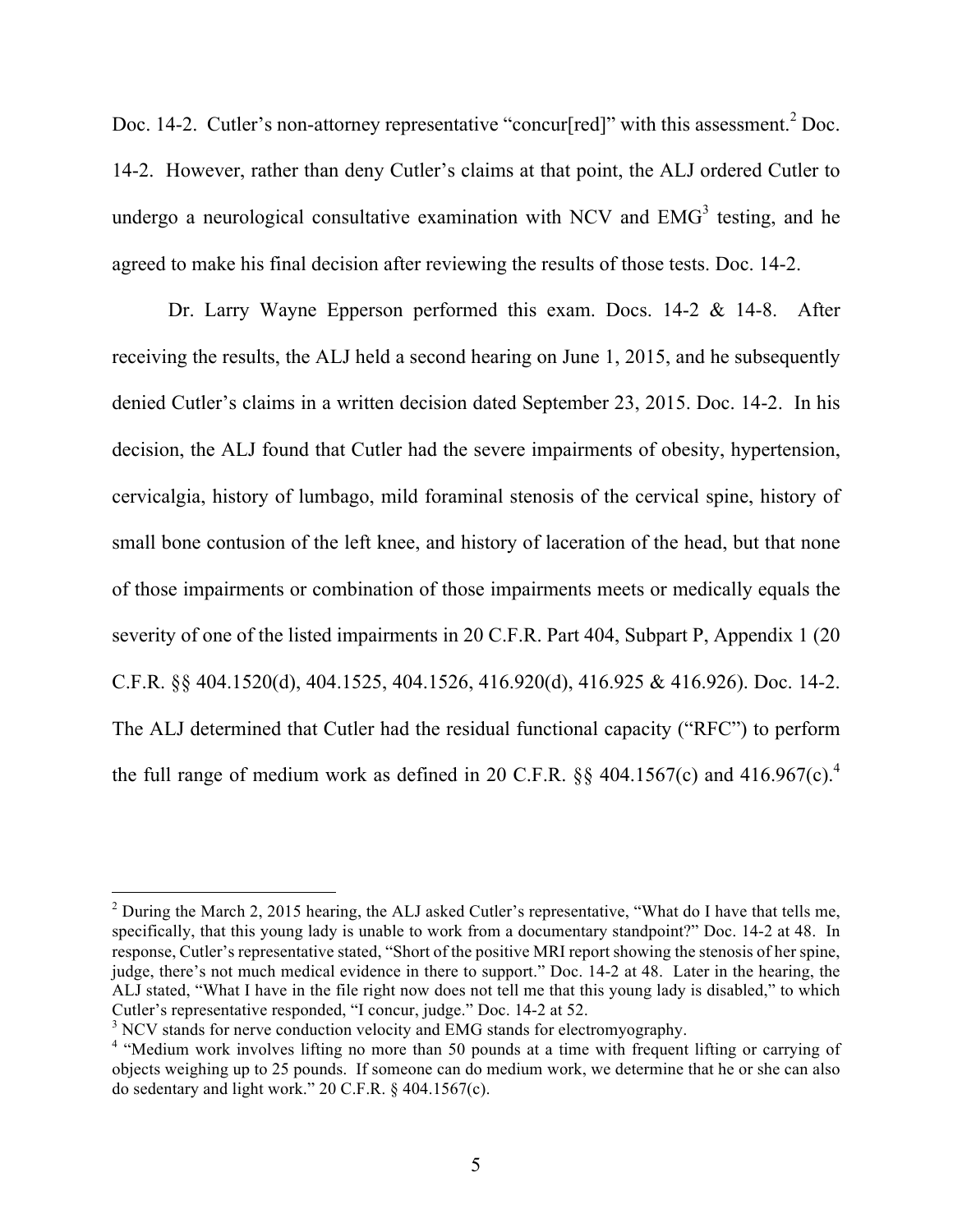Doc. 14-2. Cutler's non-attorney representative "concur[red]" with this assessment.[2] Doc. 14-2. However, rather than deny Cutler's claims at that point, the ALJ ordered Cutler to undergo a neurological consultative examination with NCV and EMG[3] testing, and he agreed to make his final decision after reviewing the results of those tests. Doc. 14-2.

Dr. Larry Wayne Epperson performed this exam. Docs. 14-2 & 14-8. After receiving the results, the ALJ held a second hearing on June 1, 2015, and he subsequently denied Cutler's claims in a written decision dated September 23, 2015. Doc. 14-2. In his decision, the ALJ found that Cutler had the severe impairments of obesity, hypertension, cervicalgia, history of lumbago, mild foraminal stenosis of the cervical spine, history of small bone contusion of the left knee, and history of laceration of the head, but that none of those impairments or combination of those impairments meets or medically equals the severity of one of the listed impairments in 20 C.F.R. Part 404, Subpart P, Appendix 1 (20 C.F.R. §§ 404.1520(d), 404.1525, 404.1526, 416.920(d), 416.925 & 416.926). Doc. 14-2. The ALJ determined that Cutler had the residual functional capacity ("RFC") to perform the full range of medium work as defined in 20 C.F.R. §§ 404.1567(c) and 416.967(c).[4]

---

[2] During the March 2, 2015 hearing, the ALJ asked Cutler's representative, "What do I have that tells me, specifically, that this young lady is unable to work from a documentary standpoint?" Doc. 14-2 at 48. In response, Cutler's representative stated, "Short of the positive MRI report showing the stenosis of her spine, judge, there's not much medical evidence in there to support." Doc. 14-2 at 48. Later in the hearing, the ALJ stated, "What I have in the file right now does not tell me that this young lady is disabled," to which Cutler's representative responded, "I concur, judge." Doc. 14-2 at 52.

[3] NCV stands for nerve conduction velocity and EMG stands for electromyography.

[4] "Medium work involves lifting no more than 50 pounds at a time with frequent lifting or carrying of objects weighing up to 25 pounds. If someone can do medium work, we determine that he or she can also do sedentary and light work." 20 C.F.R. § 404.1567(c).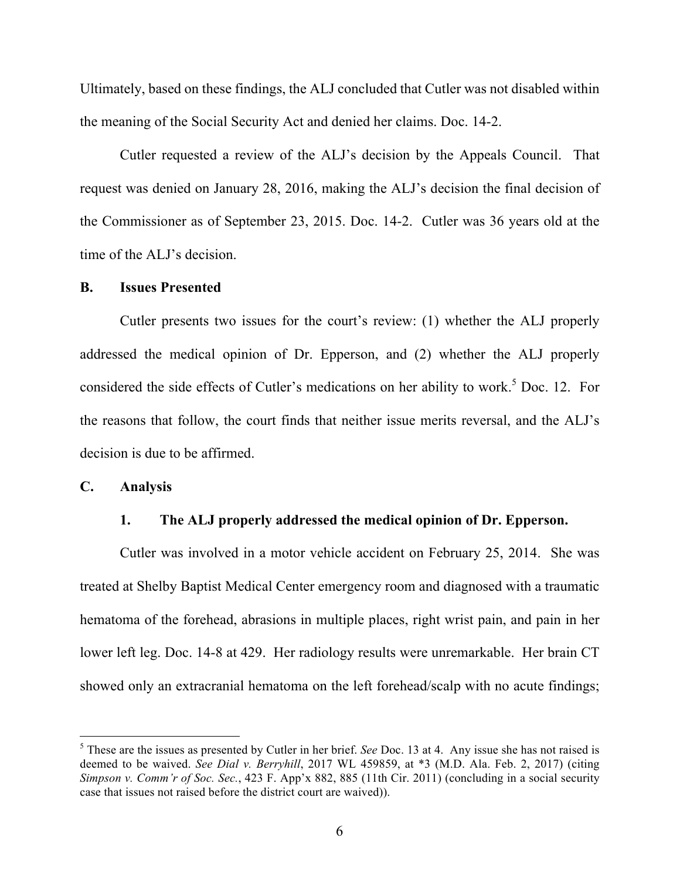Ultimately, based on these findings, the ALJ concluded that Cutler was not disabled within the meaning of the Social Security Act and denied her claims. Doc. 14-2.

Cutler requested a review of the ALJ's decision by the Appeals Council. That request was denied on January 28, 2016, making the ALJ's decision the final decision of the Commissioner as of September 23, 2015. Doc. 14-2. Cutler was 36 years old at the time of the ALJ's decision.

## B. Issues Presented

Cutler presents two issues for the court's review: (1) whether the ALJ properly addressed the medical opinion of Dr. Epperson, and (2) whether the ALJ properly considered the side effects of Cutler's medications on her ability to work.[5] Doc. 12. For the reasons that follow, the court finds that neither issue merits reversal, and the ALJ's decision is due to be affirmed.

## C. Analysis

### 1. The ALJ properly addressed the medical opinion of Dr. Epperson.

Cutler was involved in a motor vehicle accident on February 25, 2014. She was treated at Shelby Baptist Medical Center emergency room and diagnosed with a traumatic hematoma of the forehead, abrasions in multiple places, right wrist pain, and pain in her lower left leg. Doc. 14-8 at 429. Her radiology results were unremarkable. Her brain CT showed only an extracranial hematoma on the left forehead/scalp with no acute findings;

---

[5] These are the issues as presented by Cutler in her brief. *See* Doc. 13 at 4. Any issue she has not raised is deemed to be waived. *See Dial v. Berryhill*, 2017 WL 459859, at *3 (M.D. Ala. Feb. 2, 2017) (citing *Simpson v. Comm'r of Soc. Sec.*, 423 F. App'x 882, 885 (11th Cir. 2011) (concluding in a social security case that issues not raised before the district court are waived)).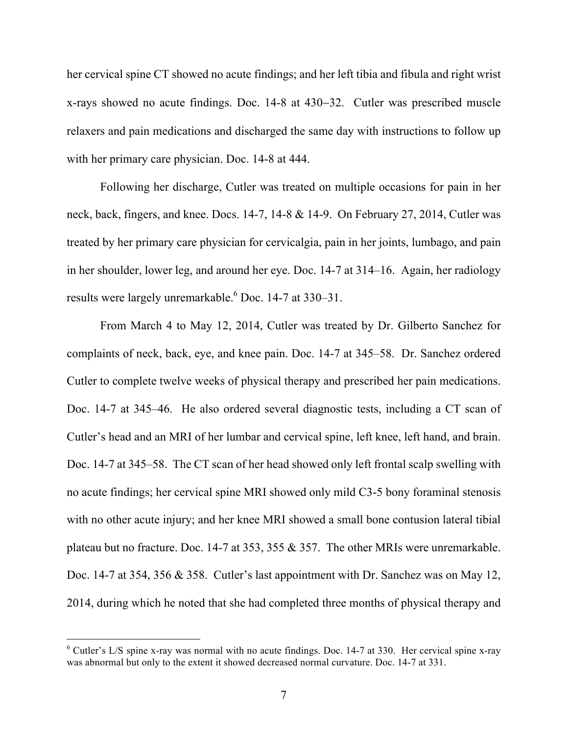her cervical spine CT showed no acute findings; and her left tibia and fibula and right wrist x-rays showed no acute findings. Doc. 14-8 at 430–32. Cutler was prescribed muscle relaxers and pain medications and discharged the same day with instructions to follow up with her primary care physician. Doc. 14-8 at 444.

Following her discharge, Cutler was treated on multiple occasions for pain in her neck, back, fingers, and knee. Docs. 14-7, 14-8 & 14-9. On February 27, 2014, Cutler was treated by her primary care physician for cervicalgia, pain in her joints, lumbago, and pain in her shoulder, lower leg, and around her eye. Doc. 14-7 at 314–16. Again, her radiology results were largely unremarkable.[6] Doc. 14-7 at 330–31.

From March 4 to May 12, 2014, Cutler was treated by Dr. Gilberto Sanchez for complaints of neck, back, eye, and knee pain. Doc. 14-7 at 345–58. Dr. Sanchez ordered Cutler to complete twelve weeks of physical therapy and prescribed her pain medications. Doc. 14-7 at 345–46. He also ordered several diagnostic tests, including a CT scan of Cutler's head and an MRI of her lumbar and cervical spine, left knee, left hand, and brain. Doc. 14-7 at 345–58. The CT scan of her head showed only left frontal scalp swelling with no acute findings; her cervical spine MRI showed only mild C3-5 bony foraminal stenosis with no other acute injury; and her knee MRI showed a small bone contusion lateral tibial plateau but no fracture. Doc. 14-7 at 353, 355 & 357. The other MRIs were unremarkable. Doc. 14-7 at 354, 356 & 358. Cutler's last appointment with Dr. Sanchez was on May 12, 2014, during which he noted that she had completed three months of physical therapy and

[6] Cutler's L/S spine x-ray was normal with no acute findings. Doc. 14-7 at 330. Her cervical spine x-ray was abnormal but only to the extent it showed decreased normal curvature. Doc. 14-7 at 331.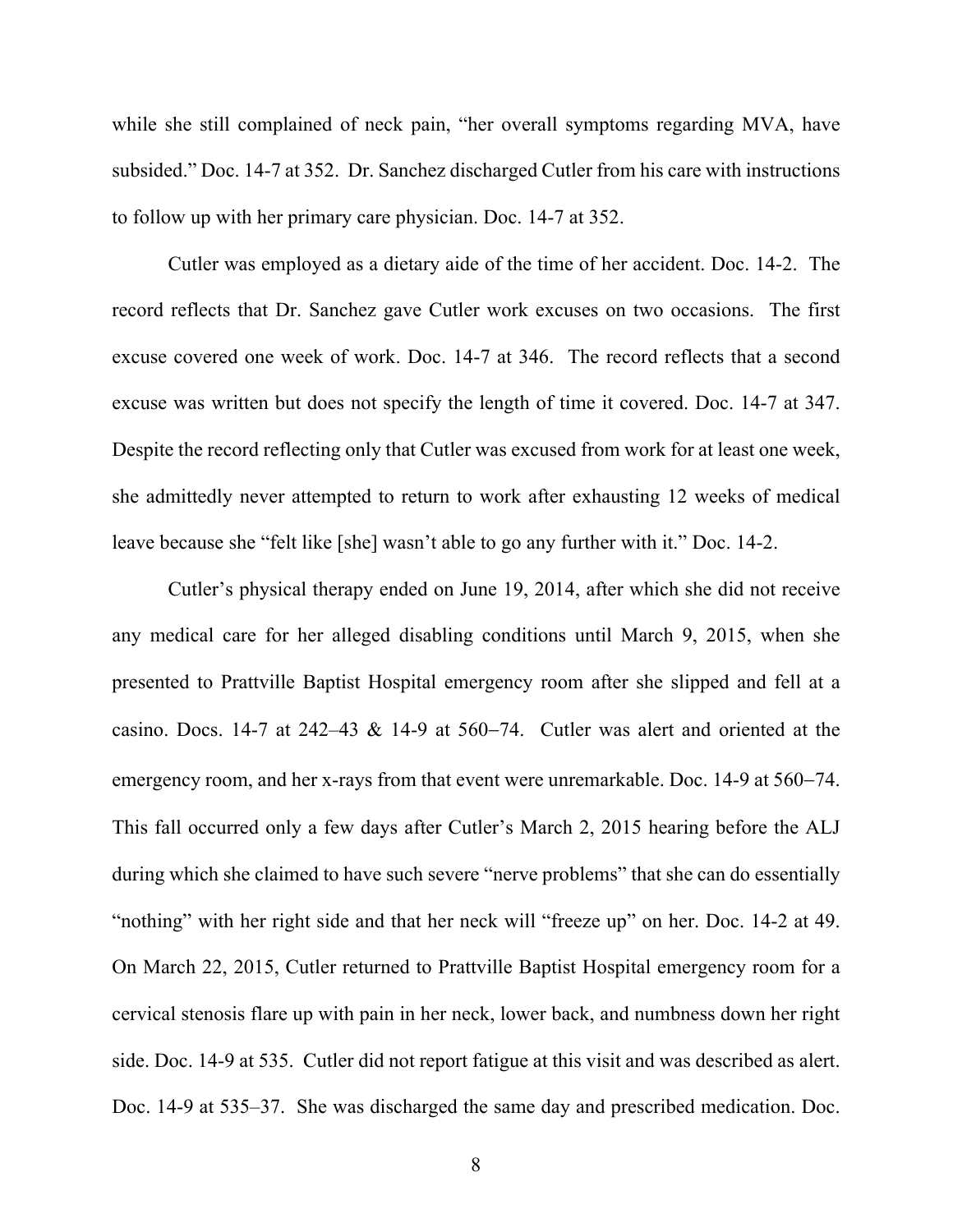while she still complained of neck pain, "her overall symptoms regarding MVA, have subsided." Doc. 14-7 at 352. Dr. Sanchez discharged Cutler from his care with instructions to follow up with her primary care physician. Doc. 14-7 at 352.

Cutler was employed as a dietary aide of the time of her accident. Doc. 14-2. The record reflects that Dr. Sanchez gave Cutler work excuses on two occasions. The first excuse covered one week of work. Doc. 14-7 at 346. The record reflects that a second excuse was written but does not specify the length of time it covered. Doc. 14-7 at 347. Despite the record reflecting only that Cutler was excused from work for at least one week, she admittedly never attempted to return to work after exhausting 12 weeks of medical leave because she "felt like [she] wasn't able to go any further with it." Doc. 14-2.

Cutler's physical therapy ended on June 19, 2014, after which she did not receive any medical care for her alleged disabling conditions until March 9, 2015, when she presented to Prattville Baptist Hospital emergency room after she slipped and fell at a casino. Docs. 14-7 at 242–43 & 14-9 at 560–74. Cutler was alert and oriented at the emergency room, and her x-rays from that event were unremarkable. Doc. 14-9 at 560–74. This fall occurred only a few days after Cutler's March 2, 2015 hearing before the ALJ during which she claimed to have such severe "nerve problems" that she can do essentially "nothing" with her right side and that her neck will "freeze up" on her. Doc. 14-2 at 49. On March 22, 2015, Cutler returned to Prattville Baptist Hospital emergency room for a cervical stenosis flare up with pain in her neck, lower back, and numbness down her right side. Doc. 14-9 at 535. Cutler did not report fatigue at this visit and was described as alert. Doc. 14-9 at 535–37. She was discharged the same day and prescribed medication. Doc.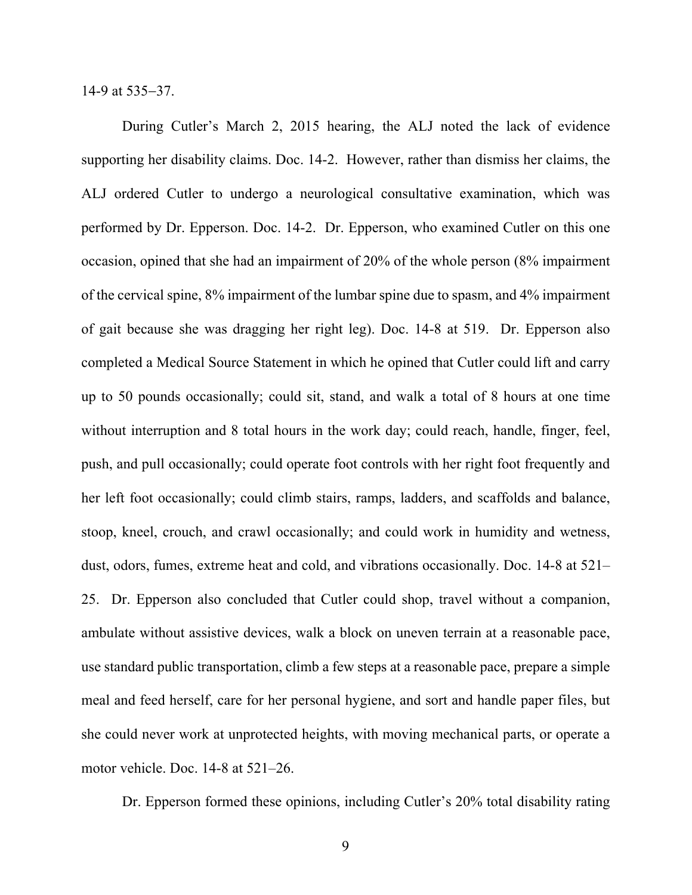14-9 at 535–37.

During Cutler's March 2, 2015 hearing, the ALJ noted the lack of evidence supporting her disability claims. Doc. 14-2. However, rather than dismiss her claims, the ALJ ordered Cutler to undergo a neurological consultative examination, which was performed by Dr. Epperson. Doc. 14-2. Dr. Epperson, who examined Cutler on this one occasion, opined that she had an impairment of 20% of the whole person (8% impairment of the cervical spine, 8% impairment of the lumbar spine due to spasm, and 4% impairment of gait because she was dragging her right leg). Doc. 14-8 at 519. Dr. Epperson also completed a Medical Source Statement in which he opined that Cutler could lift and carry up to 50 pounds occasionally; could sit, stand, and walk a total of 8 hours at one time without interruption and 8 total hours in the work day; could reach, handle, finger, feel, push, and pull occasionally; could operate foot controls with her right foot frequently and her left foot occasionally; could climb stairs, ramps, ladders, and scaffolds and balance, stoop, kneel, crouch, and crawl occasionally; and could work in humidity and wetness, dust, odors, fumes, extreme heat and cold, and vibrations occasionally. Doc. 14-8 at 521–25. Dr. Epperson also concluded that Cutler could shop, travel without a companion, ambulate without assistive devices, walk a block on uneven terrain at a reasonable pace, use standard public transportation, climb a few steps at a reasonable pace, prepare a simple meal and feed herself, care for her personal hygiene, and sort and handle paper files, but she could never work at unprotected heights, with moving mechanical parts, or operate a motor vehicle. Doc. 14-8 at 521–26.

Dr. Epperson formed these opinions, including Cutler's 20% total disability rating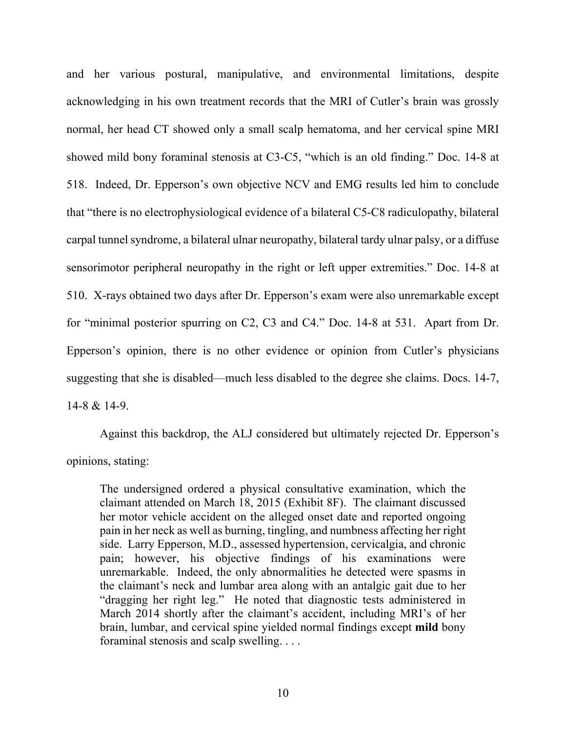and her various postural, manipulative, and environmental limitations, despite acknowledging in his own treatment records that the MRI of Cutler's brain was grossly normal, her head CT showed only a small scalp hematoma, and her cervical spine MRI showed mild bony foraminal stenosis at C3-C5, "which is an old finding." Doc. 14-8 at 518. Indeed, Dr. Epperson's own objective NCV and EMG results led him to conclude that "there is no electrophysiological evidence of a bilateral C5-C8 radiculopathy, bilateral carpal tunnel syndrome, a bilateral ulnar neuropathy, bilateral tardy ulnar palsy, or a diffuse sensorimotor peripheral neuropathy in the right or left upper extremities." Doc. 14-8 at 510. X-rays obtained two days after Dr. Epperson's exam were also unremarkable except for "minimal posterior spurring on C2, C3 and C4." Doc. 14-8 at 531. Apart from Dr. Epperson's opinion, there is no other evidence or opinion from Cutler's physicians suggesting that she is disabled—much less disabled to the degree she claims. Docs. 14-7, 14-8 & 14-9.

Against this backdrop, the ALJ considered but ultimately rejected Dr. Epperson's opinions, stating:

> The undersigned ordered a physical consultative examination, which the claimant attended on March 18, 2015 (Exhibit 8F). The claimant discussed her motor vehicle accident on the alleged onset date and reported ongoing pain in her neck as well as burning, tingling, and numbness affecting her right side. Larry Epperson, M.D., assessed hypertension, cervicalgia, and chronic pain; however, his objective findings of his examinations were unremarkable. Indeed, the only abnormalities he detected were spasms in the claimant's neck and lumbar area along with an antalgic gait due to her "dragging her right leg." He noted that diagnostic tests administered in March 2014 shortly after the claimant's accident, including MRI's of her brain, lumbar, and cervical spine yielded normal findings except **mild** bony foraminal stenosis and scalp swelling. . . .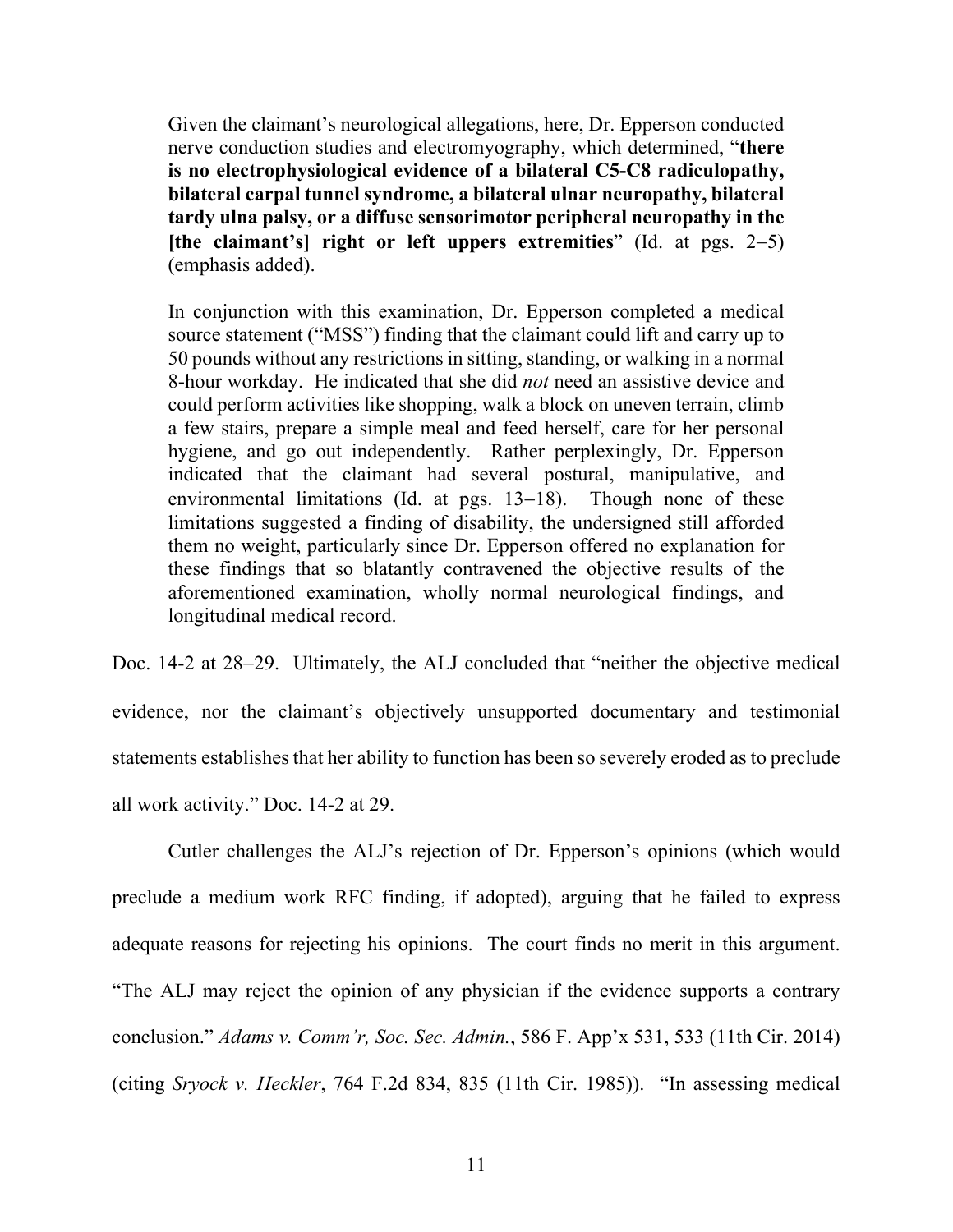> Given the claimant's neurological allegations, here, Dr. Epperson conducted nerve conduction studies and electromyography, which determined, "**there is no electrophysiological evidence of a bilateral C5-C8 radiculopathy, bilateral carpal tunnel syndrome, a bilateral ulnar neuropathy, bilateral tardy ulna palsy, or a diffuse sensorimotor peripheral neuropathy in the [the claimant's] right or left uppers extremities**" (Id. at pgs. 2–5) (emphasis added).
>
> In conjunction with this examination, Dr. Epperson completed a medical source statement ("MSS") finding that the claimant could lift and carry up to 50 pounds without any restrictions in sitting, standing, or walking in a normal 8-hour workday. He indicated that she did *not* need an assistive device and could perform activities like shopping, walk a block on uneven terrain, climb a few stairs, prepare a simple meal and feed herself, care for her personal hygiene, and go out independently. Rather perplexingly, Dr. Epperson indicated that the claimant had several postural, manipulative, and environmental limitations (Id. at pgs. 13–18). Though none of these limitations suggested a finding of disability, the undersigned still afforded them no weight, particularly since Dr. Epperson offered no explanation for these findings that so blatantly contravened the objective results of the aforementioned examination, wholly normal neurological findings, and longitudinal medical record.

Doc. 14-2 at 28–29. Ultimately, the ALJ concluded that "neither the objective medical evidence, nor the claimant's objectively unsupported documentary and testimonial statements establishes that her ability to function has been so severely eroded as to preclude all work activity." Doc. 14-2 at 29.

Cutler challenges the ALJ's rejection of Dr. Epperson's opinions (which would preclude a medium work RFC finding, if adopted), arguing that he failed to express adequate reasons for rejecting his opinions. The court finds no merit in this argument. "The ALJ may reject the opinion of any physician if the evidence supports a contrary conclusion." *Adams v. Comm'r, Soc. Sec. Admin.*, 586 F. App'x 531, 533 (11th Cir. 2014) (citing *Sryock v. Heckler*, 764 F.2d 834, 835 (11th Cir. 1985)). "In assessing medical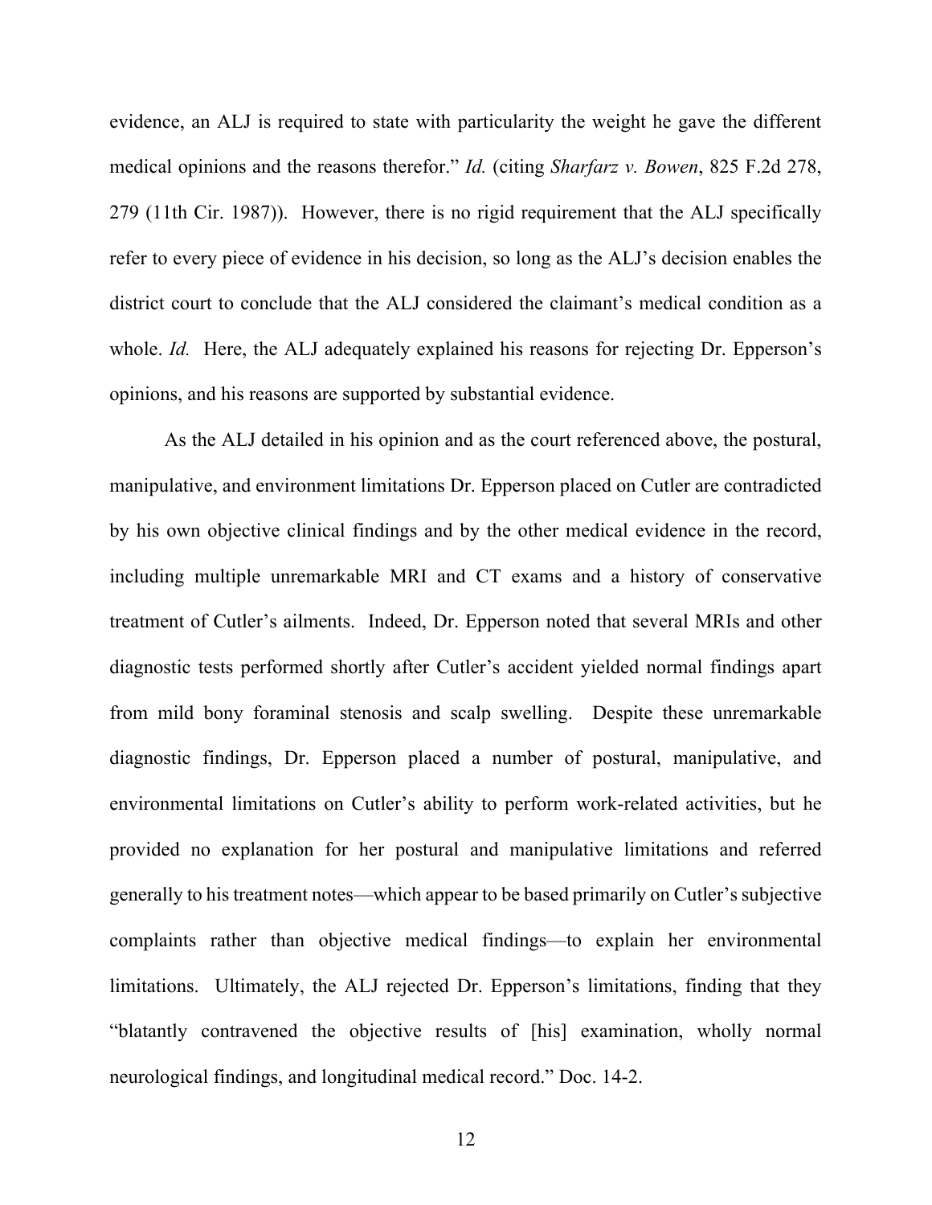evidence, an ALJ is required to state with particularity the weight he gave the different medical opinions and the reasons therefor." *Id.* (citing *Sharfarz v. Bowen*, 825 F.2d 278, 279 (11th Cir. 1987)). However, there is no rigid requirement that the ALJ specifically refer to every piece of evidence in his decision, so long as the ALJ's decision enables the district court to conclude that the ALJ considered the claimant's medical condition as a whole. *Id.* Here, the ALJ adequately explained his reasons for rejecting Dr. Epperson's opinions, and his reasons are supported by substantial evidence.

As the ALJ detailed in his opinion and as the court referenced above, the postural, manipulative, and environment limitations Dr. Epperson placed on Cutler are contradicted by his own objective clinical findings and by the other medical evidence in the record, including multiple unremarkable MRI and CT exams and a history of conservative treatment of Cutler's ailments. Indeed, Dr. Epperson noted that several MRIs and other diagnostic tests performed shortly after Cutler's accident yielded normal findings apart from mild bony foraminal stenosis and scalp swelling. Despite these unremarkable diagnostic findings, Dr. Epperson placed a number of postural, manipulative, and environmental limitations on Cutler's ability to perform work-related activities, but he provided no explanation for her postural and manipulative limitations and referred generally to his treatment notes—which appear to be based primarily on Cutler's subjective complaints rather than objective medical findings—to explain her environmental limitations. Ultimately, the ALJ rejected Dr. Epperson's limitations, finding that they "blatantly contravened the objective results of [his] examination, wholly normal neurological findings, and longitudinal medical record." Doc. 14-2.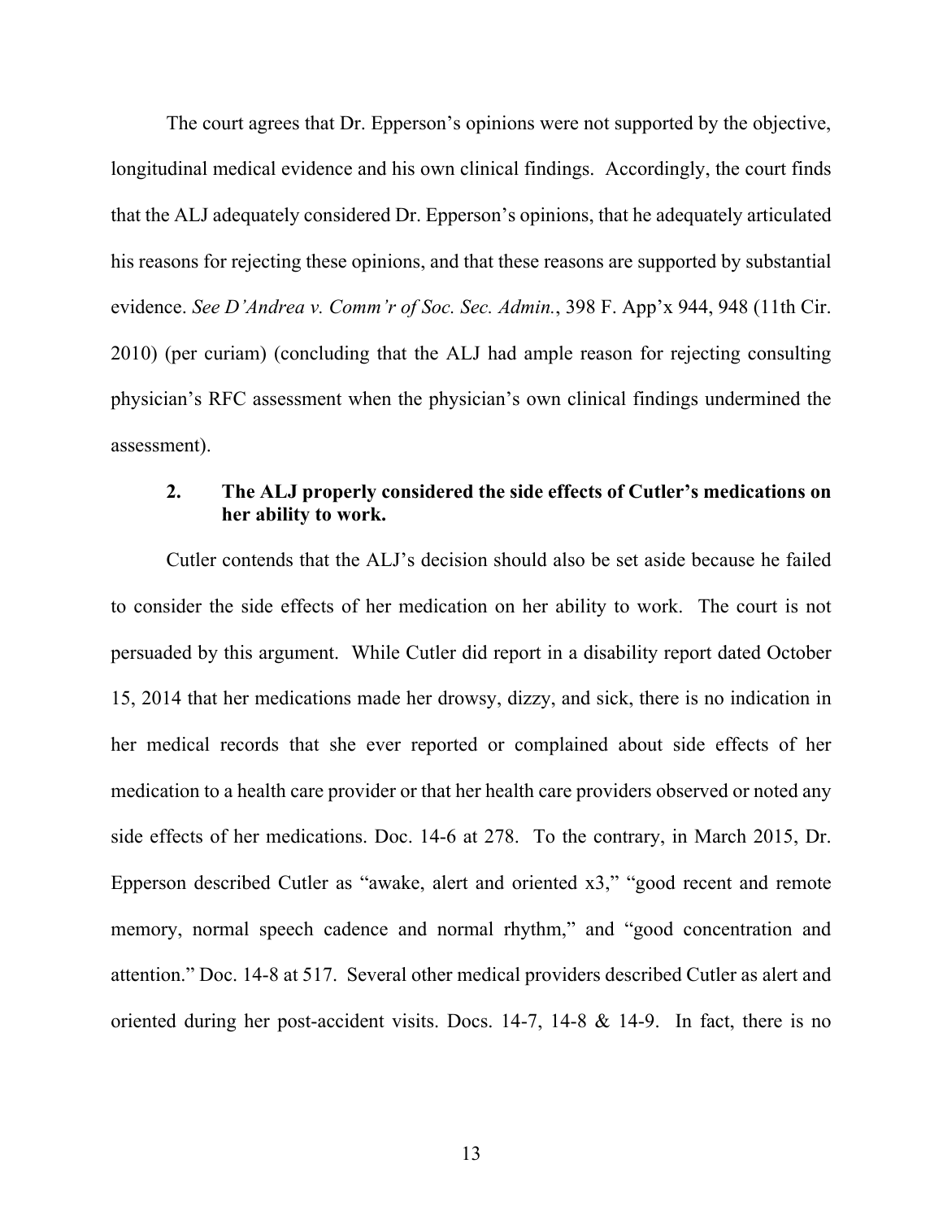The court agrees that Dr. Epperson's opinions were not supported by the objective, longitudinal medical evidence and his own clinical findings. Accordingly, the court finds that the ALJ adequately considered Dr. Epperson's opinions, that he adequately articulated his reasons for rejecting these opinions, and that these reasons are supported by substantial evidence. *See D'Andrea v. Comm'r of Soc. Sec. Admin.*, 398 F. App'x 944, 948 (11th Cir. 2010) (per curiam) (concluding that the ALJ had ample reason for rejecting consulting physician's RFC assessment when the physician's own clinical findings undermined the assessment).

### 2. The ALJ properly considered the side effects of Cutler's medications on her ability to work.

Cutler contends that the ALJ's decision should also be set aside because he failed to consider the side effects of her medication on her ability to work. The court is not persuaded by this argument. While Cutler did report in a disability report dated October 15, 2014 that her medications made her drowsy, dizzy, and sick, there is no indication in her medical records that she ever reported or complained about side effects of her medication to a health care provider or that her health care providers observed or noted any side effects of her medications. Doc. 14-6 at 278. To the contrary, in March 2015, Dr. Epperson described Cutler as "awake, alert and oriented x3," "good recent and remote memory, normal speech cadence and normal rhythm," and "good concentration and attention." Doc. 14-8 at 517. Several other medical providers described Cutler as alert and oriented during her post-accident visits. Docs. 14-7, 14-8 & 14-9. In fact, there is no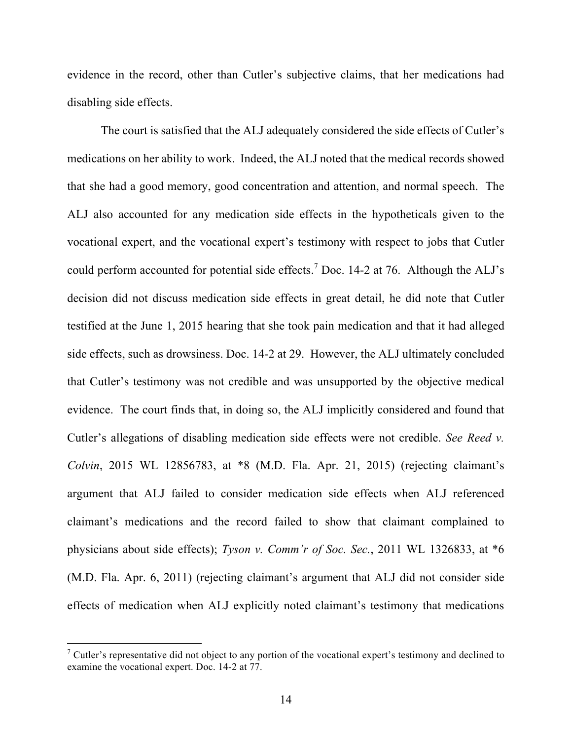evidence in the record, other than Cutler's subjective claims, that her medications had disabling side effects.

The court is satisfied that the ALJ adequately considered the side effects of Cutler's medications on her ability to work. Indeed, the ALJ noted that the medical records showed that she had a good memory, good concentration and attention, and normal speech. The ALJ also accounted for any medication side effects in the hypotheticals given to the vocational expert, and the vocational expert's testimony with respect to jobs that Cutler could perform accounted for potential side effects.[7] Doc. 14-2 at 76. Although the ALJ's decision did not discuss medication side effects in great detail, he did note that Cutler testified at the June 1, 2015 hearing that she took pain medication and that it had alleged side effects, such as drowsiness. Doc. 14-2 at 29. However, the ALJ ultimately concluded that Cutler's testimony was not credible and was unsupported by the objective medical evidence. The court finds that, in doing so, the ALJ implicitly considered and found that Cutler's allegations of disabling medication side effects were not credible. *See Reed v. Colvin*, 2015 WL 12856783, at *8 (M.D. Fla. Apr. 21, 2015) (rejecting claimant's argument that ALJ failed to consider medication side effects when ALJ referenced claimant's medications and the record failed to show that claimant complained to physicians about side effects); *Tyson v. Comm'r of Soc. Sec.*, 2011 WL 1326833, at *6 (M.D. Fla. Apr. 6, 2011) (rejecting claimant's argument that ALJ did not consider side effects of medication when ALJ explicitly noted claimant's testimony that medications

---

[7] Cutler's representative did not object to any portion of the vocational expert's testimony and declined to examine the vocational expert. Doc. 14-2 at 77.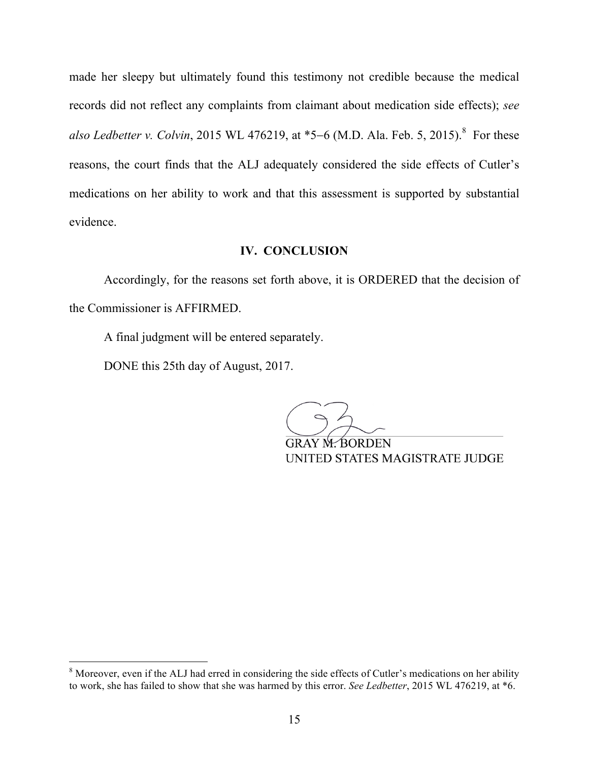made her sleepy but ultimately found this testimony not credible because the medical records did not reflect any complaints from claimant about medication side effects); *see also Ledbetter v. Colvin*, 2015 WL 476219, at *5–6 (M.D. Ala. Feb. 5, 2015).[8] For these reasons, the court finds that the ALJ adequately considered the side effects of Cutler's medications on her ability to work and that this assessment is supported by substantial evidence.

## IV. CONCLUSION

Accordingly, for the reasons set forth above, it is ORDERED that the decision of the Commissioner is AFFIRMED.

A final judgment will be entered separately.

DONE this 25th day of August, 2017.

GRAY M. BORDEN
UNITED STATES MAGISTRATE JUDGE

---

[8] Moreover, even if the ALJ had erred in considering the side effects of Cutler's medications on her ability to work, she has failed to show that she was harmed by this error. *See Ledbetter*, 2015 WL 476219, at *6.